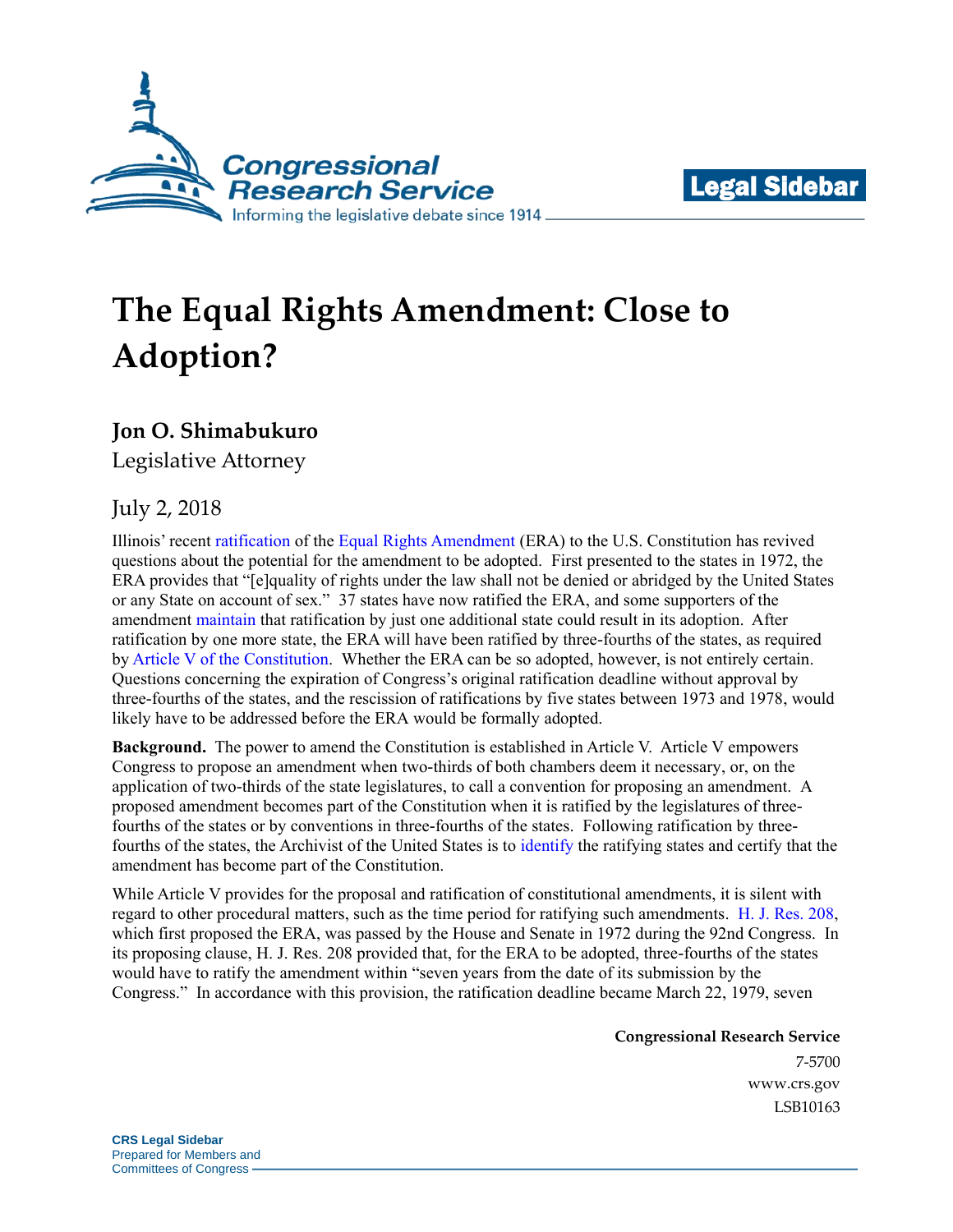# The Equal Rights Amendment: Close to Adoption?

**Jon O. Shimabukuro**
Legislative Attorney

July 2, 2018

Illinois' recent ratification of the Equal Rights Amendment (ERA) to the U.S. Constitution has revived questions about the potential for the amendment to be adopted. First presented to the states in 1972, the ERA provides that "[e]quality of rights under the law shall not be denied or abridged by the United States or any State on account of sex." 37 states have now ratified the ERA, and some supporters of the amendment maintain that ratification by just one additional state could result in its adoption. After ratification by one more state, the ERA will have been ratified by three-fourths of the states, as required by Article V of the Constitution. Whether the ERA can be so adopted, however, is not entirely certain. Questions concerning the expiration of Congress's original ratification deadline without approval by three-fourths of the states, and the rescission of ratifications by five states between 1973 and 1978, would likely have to be addressed before the ERA would be formally adopted.

**Background.** The power to amend the Constitution is established in Article V. Article V empowers Congress to propose an amendment when two-thirds of both chambers deem it necessary, or, on the application of two-thirds of the state legislatures, to call a convention for proposing an amendment. A proposed amendment becomes part of the Constitution when it is ratified by the legislatures of three-fourths of the states or by conventions in three-fourths of the states. Following ratification by three-fourths of the states, the Archivist of the United States is to identify the ratifying states and certify that the amendment has become part of the Constitution.

While Article V provides for the proposal and ratification of constitutional amendments, it is silent with regard to other procedural matters, such as the time period for ratifying such amendments. H. J. Res. 208, which first proposed the ERA, was passed by the House and Senate in 1972 during the 92nd Congress. In its proposing clause, H. J. Res. 208 provided that, for the ERA to be adopted, three-fourths of the states would have to ratify the amendment within "seven years from the date of its submission by the Congress." In accordance with this provision, the ratification deadline became March 22, 1979, seven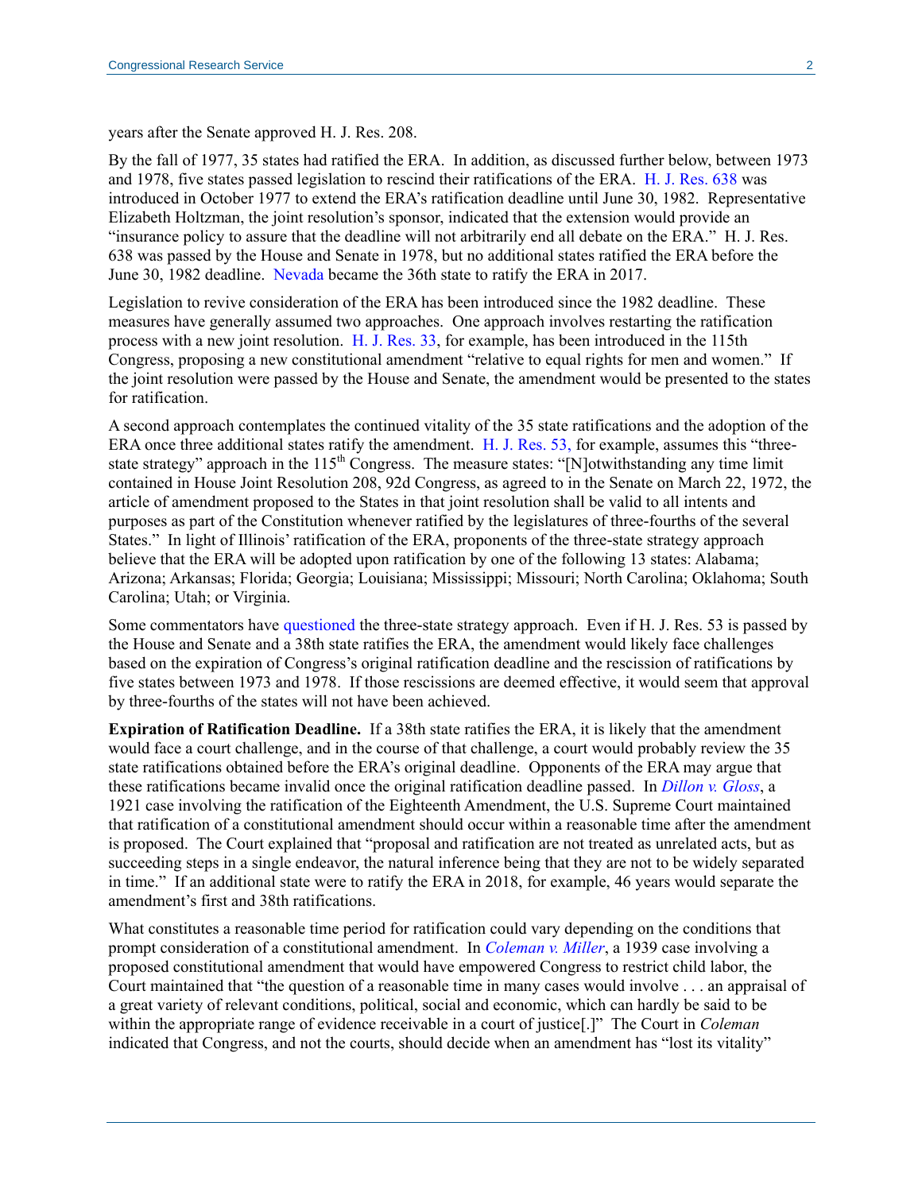years after the Senate approved H. J. Res. 208.

By the fall of 1977, 35 states had ratified the ERA. In addition, as discussed further below, between 1973 and 1978, five states passed legislation to rescind their ratifications of the ERA. H. J. Res. 638 was introduced in October 1977 to extend the ERA's ratification deadline until June 30, 1982. Representative Elizabeth Holtzman, the joint resolution's sponsor, indicated that the extension would provide an "insurance policy to assure that the deadline will not arbitrarily end all debate on the ERA." H. J. Res. 638 was passed by the House and Senate in 1978, but no additional states ratified the ERA before the June 30, 1982 deadline. Nevada became the 36th state to ratify the ERA in 2017.

Legislation to revive consideration of the ERA has been introduced since the 1982 deadline. These measures have generally assumed two approaches. One approach involves restarting the ratification process with a new joint resolution. H. J. Res. 33, for example, has been introduced in the 115th Congress, proposing a new constitutional amendment "relative to equal rights for men and women." If the joint resolution were passed by the House and Senate, the amendment would be presented to the states for ratification.

A second approach contemplates the continued vitality of the 35 state ratifications and the adoption of the ERA once three additional states ratify the amendment. H. J. Res. 53, for example, assumes this "three-state strategy" approach in the 115th Congress. The measure states: "[N]otwithstanding any time limit contained in House Joint Resolution 208, 92d Congress, as agreed to in the Senate on March 22, 1972, the article of amendment proposed to the States in that joint resolution shall be valid to all intents and purposes as part of the Constitution whenever ratified by the legislatures of three-fourths of the several States." In light of Illinois' ratification of the ERA, proponents of the three-state strategy approach believe that the ERA will be adopted upon ratification by one of the following 13 states: Alabama; Arizona; Arkansas; Florida; Georgia; Louisiana; Mississippi; Missouri; North Carolina; Oklahoma; South Carolina; Utah; or Virginia.

Some commentators have questioned the three-state strategy approach. Even if H. J. Res. 53 is passed by the House and Senate and a 38th state ratifies the ERA, the amendment would likely face challenges based on the expiration of Congress's original ratification deadline and the rescission of ratifications by five states between 1973 and 1978. If those rescissions are deemed effective, it would seem that approval by three-fourths of the states will not have been achieved.

**Expiration of Ratification Deadline.** If a 38th state ratifies the ERA, it is likely that the amendment would face a court challenge, and in the course of that challenge, a court would probably review the 35 state ratifications obtained before the ERA's original deadline. Opponents of the ERA may argue that these ratifications became invalid once the original ratification deadline passed. In *Dillon v. Gloss*, a 1921 case involving the ratification of the Eighteenth Amendment, the U.S. Supreme Court maintained that ratification of a constitutional amendment should occur within a reasonable time after the amendment is proposed. The Court explained that "proposal and ratification are not treated as unrelated acts, but as succeeding steps in a single endeavor, the natural inference being that they are not to be widely separated in time." If an additional state were to ratify the ERA in 2018, for example, 46 years would separate the amendment's first and 38th ratifications.

What constitutes a reasonable time period for ratification could vary depending on the conditions that prompt consideration of a constitutional amendment. In *Coleman v. Miller*, a 1939 case involving a proposed constitutional amendment that would have empowered Congress to restrict child labor, the Court maintained that "the question of a reasonable time in many cases would involve . . . an appraisal of a great variety of relevant conditions, political, social and economic, which can hardly be said to be within the appropriate range of evidence receivable in a court of justice[.]" The Court in *Coleman* indicated that Congress, and not the courts, should decide when an amendment has "lost its vitality"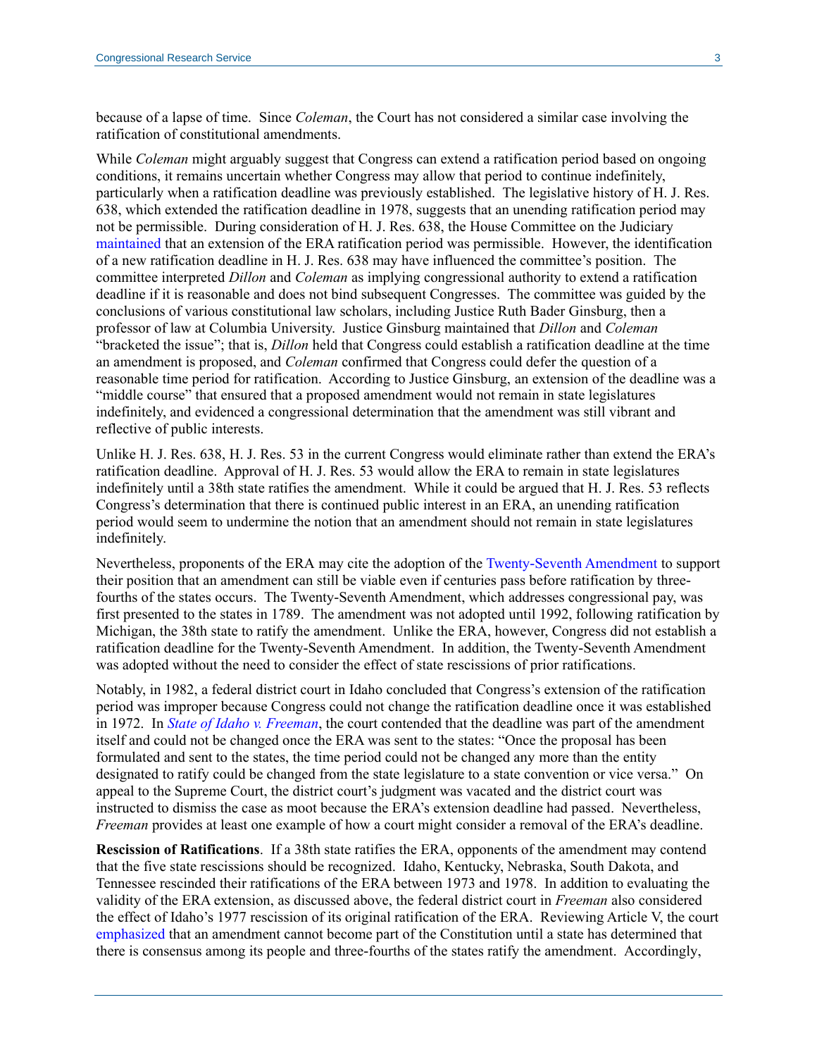because of a lapse of time. Since *Coleman*, the Court has not considered a similar case involving the ratification of constitutional amendments.

While *Coleman* might arguably suggest that Congress can extend a ratification period based on ongoing conditions, it remains uncertain whether Congress may allow that period to continue indefinitely, particularly when a ratification deadline was previously established. The legislative history of H. J. Res. 638, which extended the ratification deadline in 1978, suggests that an unending ratification period may not be permissible. During consideration of H. J. Res. 638, the House Committee on the Judiciary maintained that an extension of the ERA ratification period was permissible. However, the identification of a new ratification deadline in H. J. Res. 638 may have influenced the committee's position. The committee interpreted *Dillon* and *Coleman* as implying congressional authority to extend a ratification deadline if it is reasonable and does not bind subsequent Congresses. The committee was guided by the conclusions of various constitutional law scholars, including Justice Ruth Bader Ginsburg, then a professor of law at Columbia University. Justice Ginsburg maintained that *Dillon* and *Coleman* "bracketed the issue"; that is, *Dillon* held that Congress could establish a ratification deadline at the time an amendment is proposed, and *Coleman* confirmed that Congress could defer the question of a reasonable time period for ratification. According to Justice Ginsburg, an extension of the deadline was a "middle course" that ensured that a proposed amendment would not remain in state legislatures indefinitely, and evidenced a congressional determination that the amendment was still vibrant and reflective of public interests.

Unlike H. J. Res. 638, H. J. Res. 53 in the current Congress would eliminate rather than extend the ERA's ratification deadline. Approval of H. J. Res. 53 would allow the ERA to remain in state legislatures indefinitely until a 38th state ratifies the amendment. While it could be argued that H. J. Res. 53 reflects Congress's determination that there is continued public interest in an ERA, an unending ratification period would seem to undermine the notion that an amendment should not remain in state legislatures indefinitely.

Nevertheless, proponents of the ERA may cite the adoption of the Twenty-Seventh Amendment to support their position that an amendment can still be viable even if centuries pass before ratification by three-fourths of the states occurs. The Twenty-Seventh Amendment, which addresses congressional pay, was first presented to the states in 1789. The amendment was not adopted until 1992, following ratification by Michigan, the 38th state to ratify the amendment. Unlike the ERA, however, Congress did not establish a ratification deadline for the Twenty-Seventh Amendment. In addition, the Twenty-Seventh Amendment was adopted without the need to consider the effect of state rescissions of prior ratifications.

Notably, in 1982, a federal district court in Idaho concluded that Congress's extension of the ratification period was improper because Congress could not change the ratification deadline once it was established in 1972. In *State of Idaho v. Freeman*, the court contended that the deadline was part of the amendment itself and could not be changed once the ERA was sent to the states: "Once the proposal has been formulated and sent to the states, the time period could not be changed any more than the entity designated to ratify could be changed from the state legislature to a state convention or vice versa." On appeal to the Supreme Court, the district court's judgment was vacated and the district court was instructed to dismiss the case as moot because the ERA's extension deadline had passed. Nevertheless, *Freeman* provides at least one example of how a court might consider a removal of the ERA's deadline.

**Rescission of Ratifications**. If a 38th state ratifies the ERA, opponents of the amendment may contend that the five state rescissions should be recognized. Idaho, Kentucky, Nebraska, South Dakota, and Tennessee rescinded their ratifications of the ERA between 1973 and 1978. In addition to evaluating the validity of the ERA extension, as discussed above, the federal district court in *Freeman* also considered the effect of Idaho's 1977 rescission of its original ratification of the ERA. Reviewing Article V, the court emphasized that an amendment cannot become part of the Constitution until a state has determined that there is consensus among its people and three-fourths of the states ratify the amendment. Accordingly,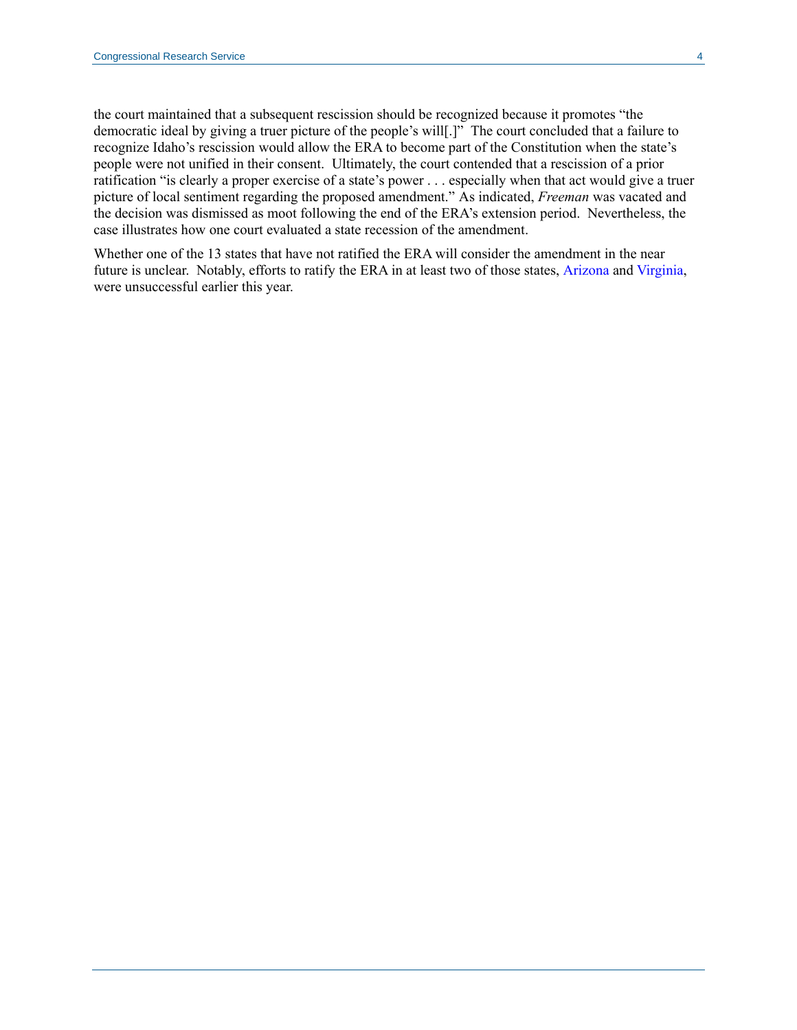the court maintained that a subsequent rescission should be recognized because it promotes "the democratic ideal by giving a truer picture of the people's will[.]" The court concluded that a failure to recognize Idaho's rescission would allow the ERA to become part of the Constitution when the state's people were not unified in their consent. Ultimately, the court contended that a rescission of a prior ratification "is clearly a proper exercise of a state's power . . . especially when that act would give a truer picture of local sentiment regarding the proposed amendment." As indicated, *Freeman* was vacated and the decision was dismissed as moot following the end of the ERA's extension period. Nevertheless, the case illustrates how one court evaluated a state recession of the amendment.

Whether one of the 13 states that have not ratified the ERA will consider the amendment in the near future is unclear. Notably, efforts to ratify the ERA in at least two of those states, Arizona and Virginia, were unsuccessful earlier this year.